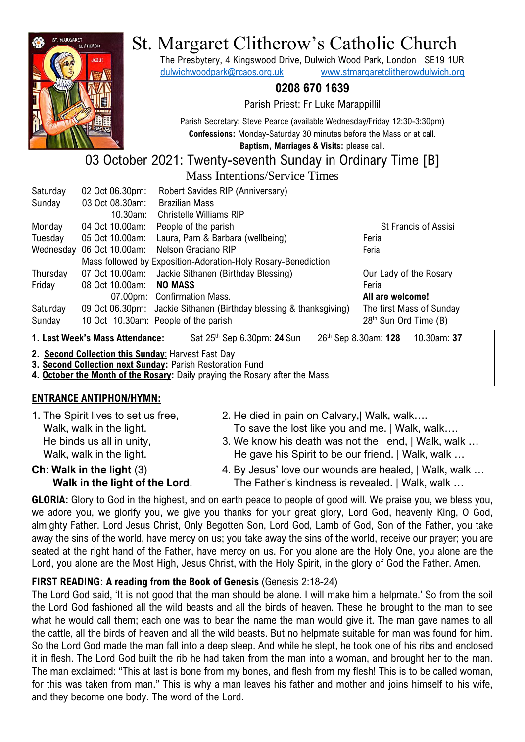# St. Margaret Clitherow's Catholic Church

The Presbytery, 4 Kingswood Drive, Dulwich Wood Park, London SE19 1UR
dulwichwoodpark@rcaos.org.uk www.stmargaretclitherowdulwich.org

**0208 670 1639**

Parish Priest: Fr Luke Marappillil

Parish Secretary: Steve Pearce (available Wednesday/Friday 12:30-3:30pm)
**Confessions:** Monday-Saturday 30 minutes before the Mass or at call.
**Baptism, Marriages & Visits:** please call.

## 03 October 2021: Twenty-seventh Sunday in Ordinary Time [B]

### Mass Intentions/Service Times

| | | | |
|---|---|---|---|
| Saturday | 02 Oct 06.30pm: | Robert Savides RIP (Anniversary) | |
| Sunday | 03 Oct 08.30am: | Brazilian Mass | |
| | 10.30am: | Christelle Williams RIP | |
| Monday | 04 Oct 10.00am: | People of the parish | St Francis of Assisi |
| Tuesday | 05 Oct 10.00am: | Laura, Pam & Barbara (wellbeing) | Feria |
| Wednesday | 06 Oct 10.00am: | Nelson Graciano RIP | Feria |
| | Mass followed by Exposition-Adoration-Holy Rosary-Benediction | | |
| Thursday | 07 Oct 10.00am: | Jackie Sithanen (Birthday Blessing) | Our Lady of the Rosary |
| Friday | 08 Oct 10.00am: | **NO MASS** | Feria |
| | 07.00pm: | Confirmation Mass. | **All are welcome!** |
| Saturday | 09 Oct 06.30pm: | Jackie Sithanen (Birthday blessing & thanksgiving) | The first Mass of Sunday |
| Sunday | 10 Oct 10.30am: | People of the parish | 28th Sun Ord Time (B) |

1. **Last Week's Mass Attendance:** Sat 25th Sep 6.30pm: **24** Sun 26th Sep 8.30am: **128** 10.30am: **37**
2. **Second Collection this Sunday**: Harvest Fast Day
3. **Second Collection next Sunday:** Parish Restoration Fund
4. **October the Month of the Rosary:** Daily praying the Rosary after the Mass

**ENTRANCE ANTIPHON/HYMN:**

1. The Spirit lives to set us free,
   Walk, walk in the light.
   He binds us all in unity,
   Walk, walk in the light.

**Ch: Walk in the light** (3)
**Walk in the light of the Lord**.

2. He died in pain on Calvary,| Walk, walk….
   To save the lost like you and me. | Walk, walk….
3. We know his death was not the end, | Walk, walk …
   He gave his Spirit to be our friend. | Walk, walk …
4. By Jesus' love our wounds are healed, | Walk, walk …
   The Father's kindness is revealed. | Walk, walk …

**GLORIA:** Glory to God in the highest, and on earth peace to people of good will. We praise you, we bless you, we adore you, we glorify you, we give you thanks for your great glory, Lord God, heavenly King, O God, almighty Father. Lord Jesus Christ, Only Begotten Son, Lord God, Lamb of God, Son of the Father, you take away the sins of the world, have mercy on us; you take away the sins of the world, receive our prayer; you are seated at the right hand of the Father, have mercy on us. For you alone are the Holy One, you alone are the Lord, you alone are the Most High, Jesus Christ, with the Holy Spirit, in the glory of God the Father. Amen.

**FIRST READING: A reading from the Book of Genesis** (Genesis 2:18-24)
The Lord God said, 'It is not good that the man should be alone. I will make him a helpmate.' So from the soil the Lord God fashioned all the wild beasts and all the birds of heaven. These he brought to the man to see what he would call them; each one was to bear the name the man would give it. The man gave names to all the cattle, all the birds of heaven and all the wild beasts. But no helpmate suitable for man was found for him. So the Lord God made the man fall into a deep sleep. And while he slept, he took one of his ribs and enclosed it in flesh. The Lord God built the rib he had taken from the man into a woman, and brought her to the man. The man exclaimed: "This at last is bone from my bones, and flesh from my flesh! This is to be called woman, for this was taken from man." This is why a man leaves his father and mother and joins himself to his wife, and they become one body. The word of the Lord.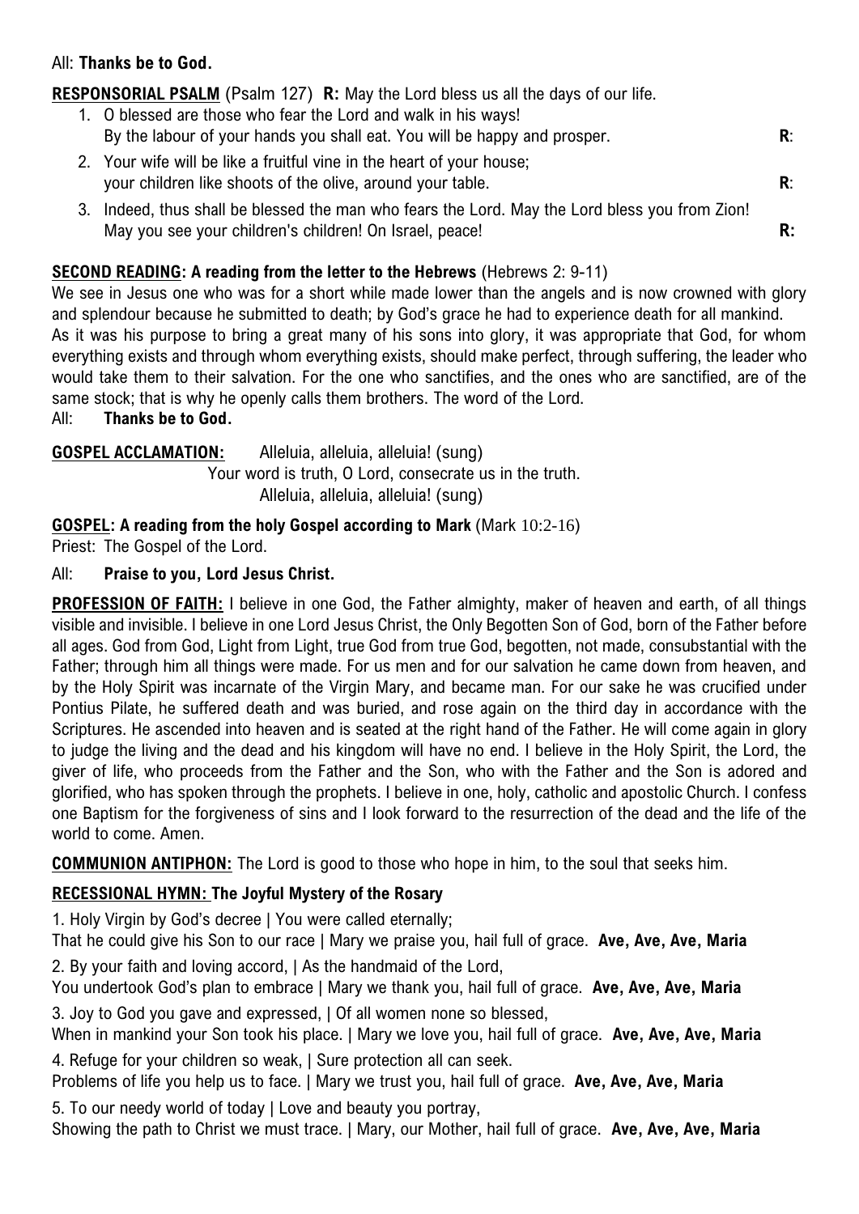All: **Thanks be to God.**

**RESPONSORIAL PSALM** (Psalm 127) **R:** May the Lord bless us all the days of our life.

1. O blessed are those who fear the Lord and walk in his ways!
   By the labour of your hands you shall eat. You will be happy and prosper. **R**:
2. Your wife will be like a fruitful vine in the heart of your house;
   your children like shoots of the olive, around your table. **R**:
3. Indeed, thus shall be blessed the man who fears the Lord. May the Lord bless you from Zion!
   May you see your children's children! On Israel, peace! **R:**

**SECOND READING: A reading from the letter to the Hebrews** (Hebrews 2: 9-11)

We see in Jesus one who was for a short while made lower than the angels and is now crowned with glory and splendour because he submitted to death; by God's grace he had to experience death for all mankind. As it was his purpose to bring a great many of his sons into glory, it was appropriate that God, for whom everything exists and through whom everything exists, should make perfect, through suffering, the leader who would take them to their salvation. For the one who sanctifies, and the ones who are sanctified, are of the same stock; that is why he openly calls them brothers. The word of the Lord.

All: **Thanks be to God.**

**GOSPEL ACCLAMATION:** Alleluia, alleluia, alleluia! (sung)
Your word is truth, O Lord, consecrate us in the truth.
Alleluia, alleluia, alleluia! (sung)

**GOSPEL: A reading from the holy Gospel according to Mark** (Mark 10:2-16)

Priest: The Gospel of the Lord.

All: **Praise to you, Lord Jesus Christ.**

**PROFESSION OF FAITH:** I believe in one God, the Father almighty, maker of heaven and earth, of all things visible and invisible. I believe in one Lord Jesus Christ, the Only Begotten Son of God, born of the Father before all ages. God from God, Light from Light, true God from true God, begotten, not made, consubstantial with the Father; through him all things were made. For us men and for our salvation he came down from heaven, and by the Holy Spirit was incarnate of the Virgin Mary, and became man. For our sake he was crucified under Pontius Pilate, he suffered death and was buried, and rose again on the third day in accordance with the Scriptures. He ascended into heaven and is seated at the right hand of the Father. He will come again in glory to judge the living and the dead and his kingdom will have no end. I believe in the Holy Spirit, the Lord, the giver of life, who proceeds from the Father and the Son, who with the Father and the Son is adored and glorified, who has spoken through the prophets. I believe in one, holy, catholic and apostolic Church. I confess one Baptism for the forgiveness of sins and I look forward to the resurrection of the dead and the life of the world to come. Amen.

**COMMUNION ANTIPHON:** The Lord is good to those who hope in him, to the soul that seeks him.

**RECESSIONAL HYMN: The Joyful Mystery of the Rosary**

1. Holy Virgin by God's decree | You were called eternally;
That he could give his Son to our race | Mary we praise you, hail full of grace. **Ave, Ave, Ave, Maria**

2. By your faith and loving accord, | As the handmaid of the Lord,
You undertook God's plan to embrace | Mary we thank you, hail full of grace. **Ave, Ave, Ave, Maria**

3. Joy to God you gave and expressed, | Of all women none so blessed,
When in mankind your Son took his place. | Mary we love you, hail full of grace. **Ave, Ave, Ave, Maria**

4. Refuge for your children so weak, | Sure protection all can seek.
Problems of life you help us to face. | Mary we trust you, hail full of grace. **Ave, Ave, Ave, Maria**

5. To our needy world of today | Love and beauty you portray,
Showing the path to Christ we must trace. | Mary, our Mother, hail full of grace. **Ave, Ave, Ave, Maria**